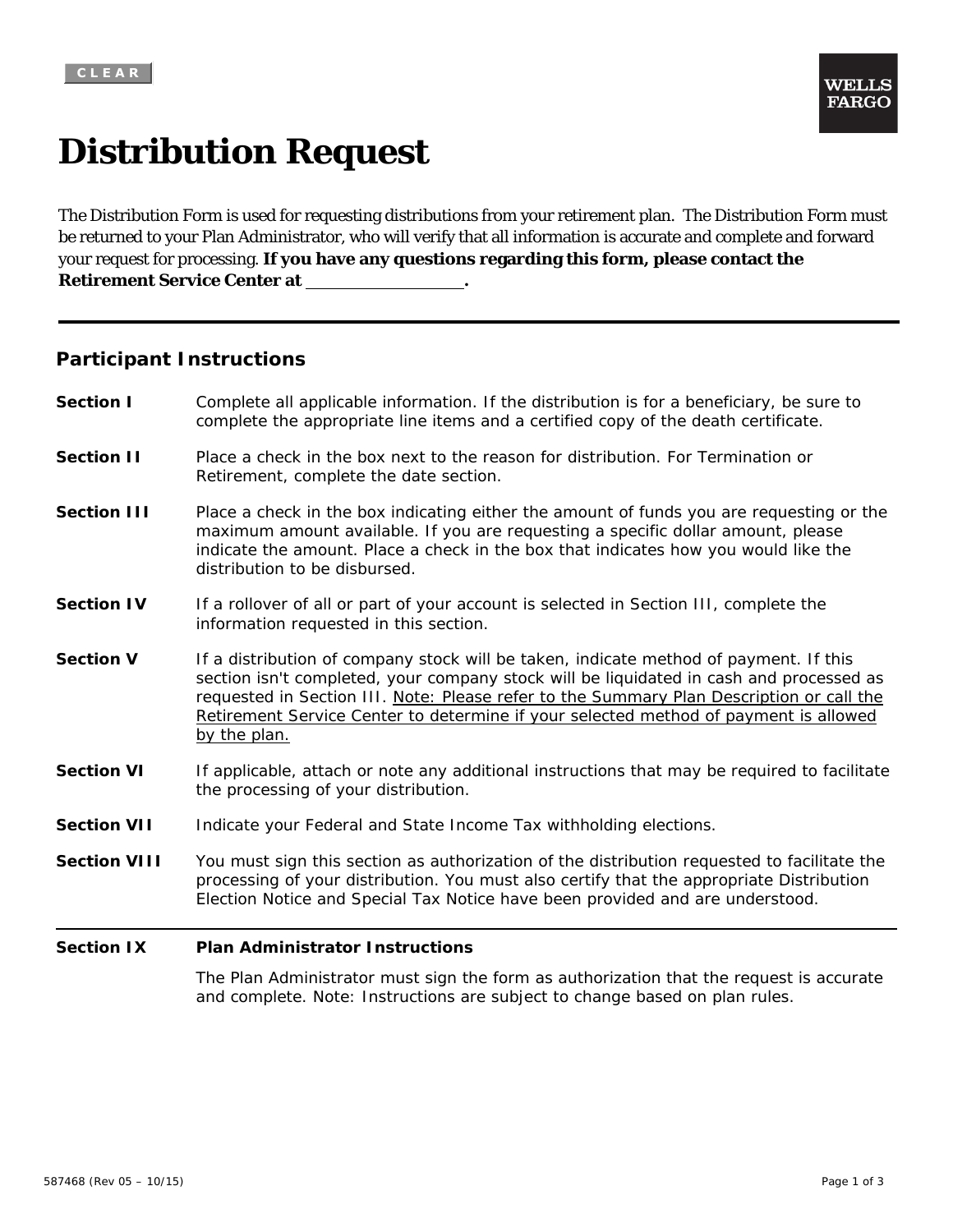CLEAR

WELLS FARGO

# Distribution Request

The Distribution Form is used for requesting distributions from your retirement plan. The Distribution Form must be returned to your Plan Administrator, who will verify that all information is accurate and complete and forward your request for processing. **If you have any questions regarding this form, please contact the Retirement Service Center at \_\_\_\_\_\_\_\_\_\_\_\_\_\_\_\_\_\_.**

---

## Participant Instructions

**Section I** Complete all applicable information. If the distribution is for a beneficiary, be sure to complete the appropriate line items and a certified copy of the death certificate.

**Section II** Place a check in the box next to the reason for distribution. For Termination or Retirement, complete the date section.

**Section III** Place a check in the box indicating either the amount of funds you are requesting or the maximum amount available. If you are requesting a specific dollar amount, please indicate the amount. Place a check in the box that indicates how you would like the distribution to be disbursed.

**Section IV** If a rollover of all or part of your account is selected in Section III, complete the information requested in this section.

**Section V** If a distribution of company stock will be taken, indicate method of payment. If this section isn't completed, your company stock will be liquidated in cash and processed as requested in Section III. <u>Note: Please refer to the Summary Plan Description or call the Retirement Service Center to determine if your selected method of payment is allowed by the plan.</u>

**Section VI** If applicable, attach or note any additional instructions that may be required to facilitate the processing of your distribution.

**Section VII** Indicate your Federal and State Income Tax withholding elections.

**Section VIII** You must sign this section as authorization of the distribution requested to facilitate the processing of your distribution. You must also certify that the appropriate Distribution Election Notice and Special Tax Notice have been provided and are understood.

---

**Section IX** **Plan Administrator Instructions**

The Plan Administrator must sign the form as authorization that the request is accurate and complete. Note: Instructions are subject to change based on plan rules.

587468 (Rev 05 – 10/15)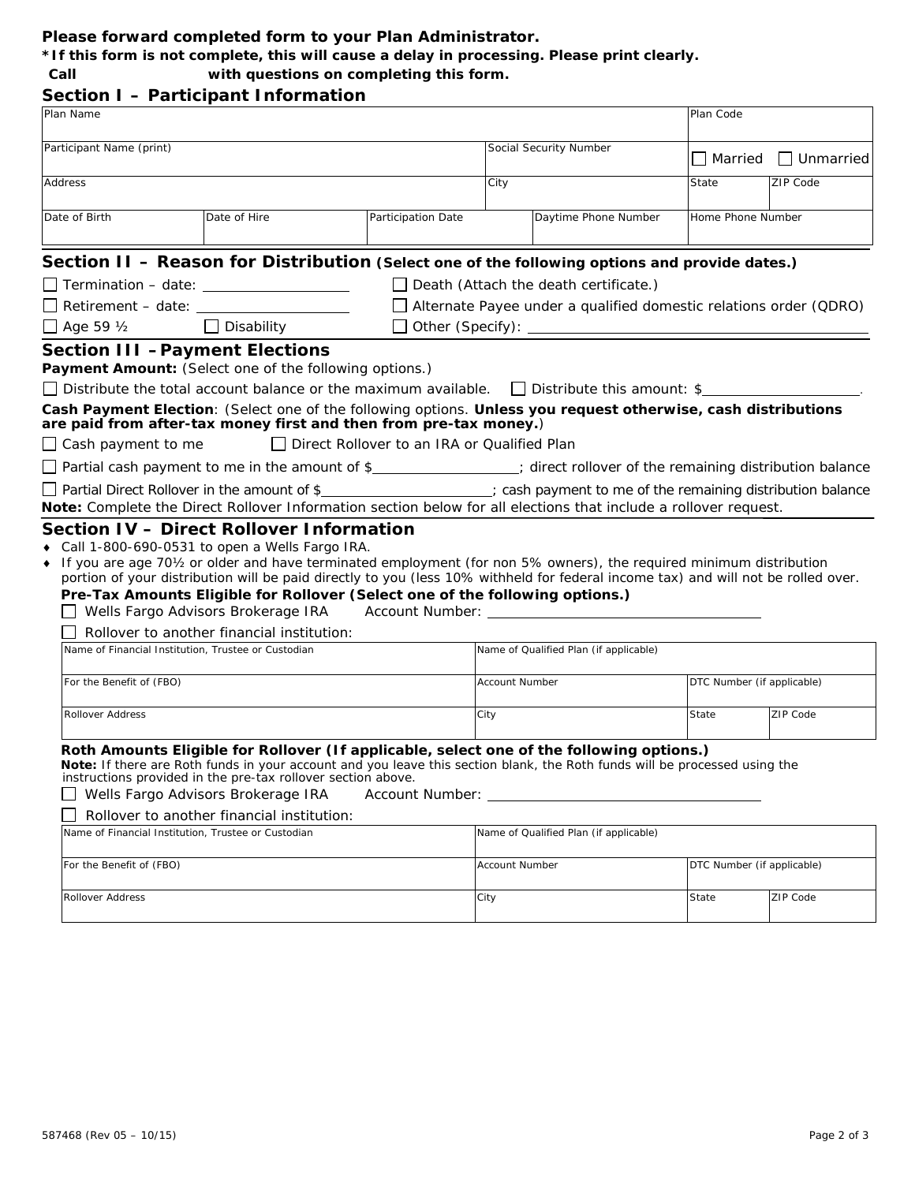**Please forward completed form to your Plan Administrator.**

***If this form is not complete, this will cause a delay in processing. Please print clearly.**

**Call with questions on completing this form.**

## Section I – Participant Information

| Plan Name | | | | | Plan Code | |
|---|---|---|---|---|---|---|
| Participant Name (print) | | | Social Security Number | | ☐ Married ☐ Unmarried | |
| Address | | | City | | State | ZIP Code |
| Date of Birth | Date of Hire | Participation Date | | Daytime Phone Number | Home Phone Number | |

## Section II – Reason for Distribution (Select one of the following options and provide dates.)

☐ Termination – date: ____________________

☐ Retirement – date: ____________________

☐ Age 59 ½ ☐ Disability

☐ Death (Attach the death certificate.)

☐ Alternate Payee under a qualified domestic relations order (QDRO)

☐ Other (Specify): ____________________

## Section III – Payment Elections

**Payment Amount:** (Select one of the following options.)

☐ Distribute the total account balance or the maximum available. ☐ Distribute this amount: $____________________.

**Cash Payment Election**: (Select one of the following options. **Unless you request otherwise, cash distributions are paid from after-tax money first and then from pre-tax money.**)

☐ Cash payment to me ☐ Direct Rollover to an IRA or Qualified Plan

☐ Partial cash payment to me in the amount of $____________________; direct rollover of the remaining distribution balance

☐ Partial Direct Rollover in the amount of $____________________; cash payment to me of the remaining distribution balance

**Note:** Complete the Direct Rollover Information section below for all elections that include a rollover request.

## Section IV – Direct Rollover Information

- Call 1-800-690-0531 to open a Wells Fargo IRA.
- If you are age 70½ or older and have terminated employment (for non 5% owners), the required minimum distribution portion of your distribution will be paid directly to you (less 10% withheld for federal income tax) and will not be rolled over.

**Pre-Tax Amounts Eligible for Rollover (Select one of the following options.)**

☐ Wells Fargo Advisors Brokerage IRA Account Number: ____________________

☐ Rollover to another financial institution:

| Name of Financial Institution, Trustee or Custodian | Name of Qualified Plan (if applicable) | | |
|---|---|---|---|
| For the Benefit of (FBO) | Account Number | DTC Number (if applicable) | |
| Rollover Address | City | State | ZIP Code |

**Roth Amounts Eligible for Rollover (If applicable, select one of the following options.)**

**Note:** If there are Roth funds in your account and you leave this section blank, the Roth funds will be processed using the instructions provided in the pre-tax rollover section above.

☐ Wells Fargo Advisors Brokerage IRA Account Number: ____________________

☐ Rollover to another financial institution:

| Name of Financial Institution, Trustee or Custodian | Name of Qualified Plan (if applicable) | | |
|---|---|---|---|
| For the Benefit of (FBO) | Account Number | DTC Number (if applicable) | |
| Rollover Address | City | State | ZIP Code |

587468 (Rev 05 – 10/15)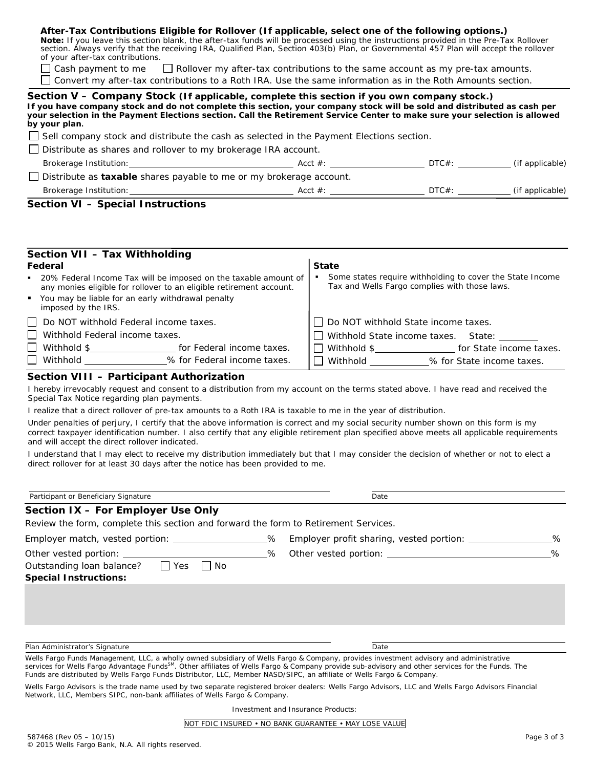**After-Tax Contributions Eligible for Rollover (If applicable, select one of the following options.)**

**Note:** If you leave this section blank, the after-tax funds will be processed using the instructions provided in the Pre-Tax Rollover section. Always verify that the receiving IRA, Qualified Plan, Section 403(b) Plan, or Governmental 457 Plan will accept the rollover of your after-tax contributions.

☐ Cash payment to me ☐ Rollover my after-tax contributions to the same account as my pre-tax amounts.

☐ Convert my after-tax contributions to a Roth IRA. Use the same information as in the Roth Amounts section.

## Section V – Company Stock (If applicable, complete this section if you own company stock.)

**If you have company stock and do not complete this section, your company stock will be sold and distributed as cash per your selection in the Payment Elections section. Call the Retirement Service Center to make sure your selection is allowed by your plan.**

☐ Sell company stock and distribute the cash as selected in the Payment Elections section.

☐ Distribute as shares and rollover to my brokerage IRA account.

Brokerage Institution: ____________________ Acct #: ____________ DTC#: ________ (if applicable)

☐ Distribute as **taxable** shares payable to me or my brokerage account.

Brokerage Institution: ____________________ Acct #: ____________ DTC#: ________ (if applicable)

## Section VI – Special Instructions

## Section VII – Tax Withholding

**Federal**

- 20% Federal Income Tax will be imposed on the taxable amount of any monies eligible for rollover to an eligible retirement account.
- You may be liable for an early withdrawal penalty imposed by the IRS.

☐ Do NOT withhold Federal income taxes.

☐ Withhold Federal income taxes.

☐ Withhold $____________ for Federal income taxes.

☐ Withhold ____________% for Federal income taxes.

**State**

- Some states require withholding to cover the State Income Tax and Wells Fargo complies with those laws.

☐ Do NOT withhold State income taxes.

☐ Withhold State income taxes. State: ________

☐ Withhold $____________ for State income taxes.

☐ Withhold ____________% for State income taxes.

## Section VIII – Participant Authorization

I hereby irrevocably request and consent to a distribution from my account on the terms stated above. I have read and received the Special Tax Notice regarding plan payments.

I realize that a direct rollover of pre-tax amounts to a Roth IRA is taxable to me in the year of distribution.

Under penalties of perjury, I certify that the above information is correct and my social security number shown on this form is my correct taxpayer identification number. I also certify that any eligible retirement plan specified above meets all applicable requirements and will accept the direct rollover indicated.

I understand that I may elect to receive my distribution immediately but that I may consider the decision of whether or not to elect a direct rollover for at least 30 days after the notice has been provided to me.

Participant or Beneficiary Signature ____________________ Date ____________

## Section IX – For Employer Use Only

Review the form, complete this section and forward the form to Retirement Services.

Employer match, vested portion: ____________% Employer profit sharing, vested portion: ____________%

Other vested portion: ____________% Other vested portion: ____________%

Outstanding loan balance? ☐ Yes ☐ No

**Special Instructions:**

Plan Administrator's Signature ____________________ Date ____________

Wells Fargo Funds Management, LLC, a wholly owned subsidiary of Wells Fargo & Company, provides investment advisory and administrative services for Wells Fargo Advantage Funds[SM]. Other affiliates of Wells Fargo & Company provide sub-advisory and other services for the Funds. The Funds are distributed by Wells Fargo Funds Distributor, LLC, Member NASD/SIPC, an affiliate of Wells Fargo & Company.

Wells Fargo Advisors is the trade name used by two separate registered broker dealers: Wells Fargo Advisors, LLC and Wells Fargo Advisors Financial Network, LLC, Members SIPC, non-bank affiliates of Wells Fargo & Company.

Investment and Insurance Products:

NOT FDIC INSURED • NO BANK GUARANTEE • MAY LOSE VALUE

587468 (Rev 05 – 10/15)
© 2015 Wells Fargo Bank, N.A. All rights reserved.